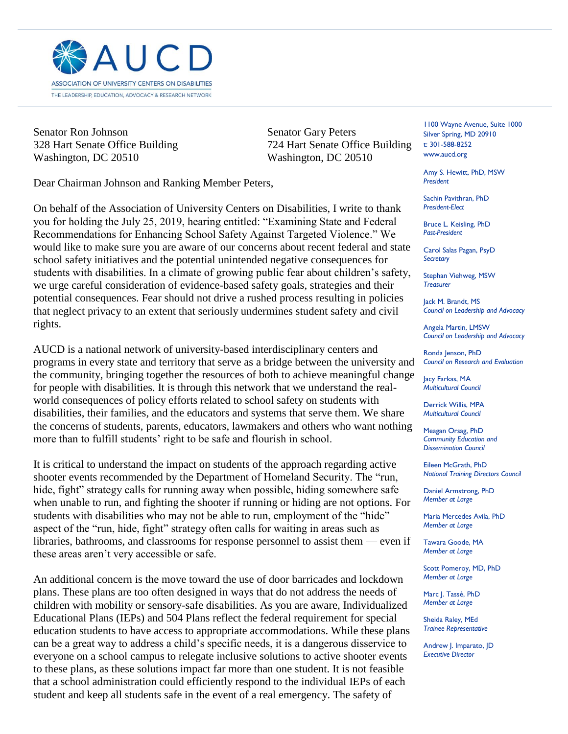AUCD

ASSOCIATION OF UNIVERSITY CENTERS ON DISABILITIES

THE LEADERSHIP, EDUCATION, ADVOCACY & RESEARCH NETWORK

1100 Wayne Avenue, Suite 1000
Silver Spring, MD 20910
t: 301-588-8252
www.aucd.org

Amy S. Hewitt, PhD, MSW
*President*

Sachin Pavithran, PhD
*President-Elect*

Bruce L. Keisling, PhD
*Past-President*

Carol Salas Pagan, PsyD
*Secretary*

Stephan Viehweg, MSW
*Treasurer*

Jack M. Brandt, MS
*Council on Leadership and Advocacy*

Angela Martin, LMSW
*Council on Leadership and Advocacy*

Ronda Jenson, PhD
*Council on Research and Evaluation*

Jacy Farkas, MA
*Multicultural Council*

Derrick Willis, MPA
*Multicultural Council*

Meagan Orsag, PhD
*Community Education and Dissemination Council*

Eileen McGrath, PhD
*National Training Directors Council*

Daniel Armstrong, PhD
*Member at Large*

Maria Mercedes Avila, PhD
*Member at Large*

Tawara Goode, MA
*Member at Large*

Scott Pomeroy, MD, PhD
*Member at Large*

Marc J. Tassé, PhD
*Member at Large*

Sheida Raley, MEd
*Trainee Representative*

Andrew J. Imparato, JD
*Executive Director*

Senator Ron Johnson
328 Hart Senate Office Building
Washington, DC 20510

Senator Gary Peters
724 Hart Senate Office Building
Washington, DC 20510

Dear Chairman Johnson and Ranking Member Peters,

On behalf of the Association of University Centers on Disabilities, I write to thank you for holding the July 25, 2019, hearing entitled: "Examining State and Federal Recommendations for Enhancing School Safety Against Targeted Violence." We would like to make sure you are aware of our concerns about recent federal and state school safety initiatives and the potential unintended negative consequences for students with disabilities. In a climate of growing public fear about children's safety, we urge careful consideration of evidence-based safety goals, strategies and their potential consequences. Fear should not drive a rushed process resulting in policies that neglect privacy to an extent that seriously undermines student safety and civil rights.

AUCD is a national network of university-based interdisciplinary centers and programs in every state and territory that serve as a bridge between the university and the community, bringing together the resources of both to achieve meaningful change for people with disabilities. It is through this network that we understand the real-world consequences of policy efforts related to school safety on students with disabilities, their families, and the educators and systems that serve them. We share the concerns of students, parents, educators, lawmakers and others who want nothing more than to fulfill students' right to be safe and flourish in school.

It is critical to understand the impact on students of the approach regarding active shooter events recommended by the Department of Homeland Security. The "run, hide, fight" strategy calls for running away when possible, hiding somewhere safe when unable to run, and fighting the shooter if running or hiding are not options. For students with disabilities who may not be able to run, employment of the "hide" aspect of the "run, hide, fight" strategy often calls for waiting in areas such as libraries, bathrooms, and classrooms for response personnel to assist them — even if these areas aren't very accessible or safe.

An additional concern is the move toward the use of door barricades and lockdown plans. These plans are too often designed in ways that do not address the needs of children with mobility or sensory-safe disabilities. As you are aware, Individualized Educational Plans (IEPs) and 504 Plans reflect the federal requirement for special education students to have access to appropriate accommodations. While these plans can be a great way to address a child's specific needs, it is a dangerous disservice to everyone on a school campus to relegate inclusive solutions to active shooter events to these plans, as these solutions impact far more than one student. It is not feasible that a school administration could efficiently respond to the individual IEPs of each student and keep all students safe in the event of a real emergency. The safety of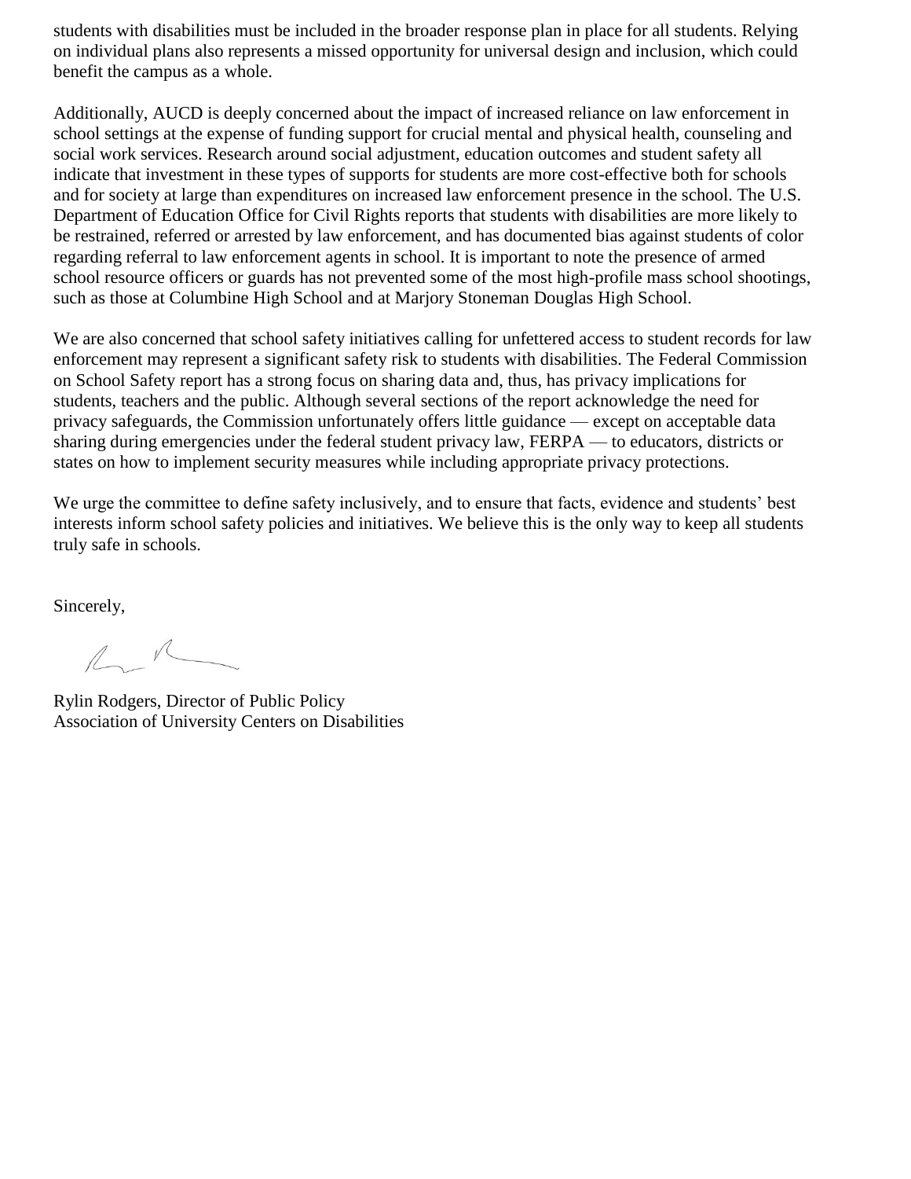students with disabilities must be included in the broader response plan in place for all students. Relying on individual plans also represents a missed opportunity for universal design and inclusion, which could benefit the campus as a whole.

Additionally, AUCD is deeply concerned about the impact of increased reliance on law enforcement in school settings at the expense of funding support for crucial mental and physical health, counseling and social work services. Research around social adjustment, education outcomes and student safety all indicate that investment in these types of supports for students are more cost-effective both for schools and for society at large than expenditures on increased law enforcement presence in the school. The U.S. Department of Education Office for Civil Rights reports that students with disabilities are more likely to be restrained, referred or arrested by law enforcement, and has documented bias against students of color regarding referral to law enforcement agents in school. It is important to note the presence of armed school resource officers or guards has not prevented some of the most high-profile mass school shootings, such as those at Columbine High School and at Marjory Stoneman Douglas High School.

We are also concerned that school safety initiatives calling for unfettered access to student records for law enforcement may represent a significant safety risk to students with disabilities. The Federal Commission on School Safety report has a strong focus on sharing data and, thus, has privacy implications for students, teachers and the public. Although several sections of the report acknowledge the need for privacy safeguards, the Commission unfortunately offers little guidance — except on acceptable data sharing during emergencies under the federal student privacy law, FERPA — to educators, districts or states on how to implement security measures while including appropriate privacy protections.

We urge the committee to define safety inclusively, and to ensure that facts, evidence and students' best interests inform school safety policies and initiatives. We believe this is the only way to keep all students truly safe in schools.

Sincerely,

Rylin Rodgers, Director of Public Policy
Association of University Centers on Disabilities